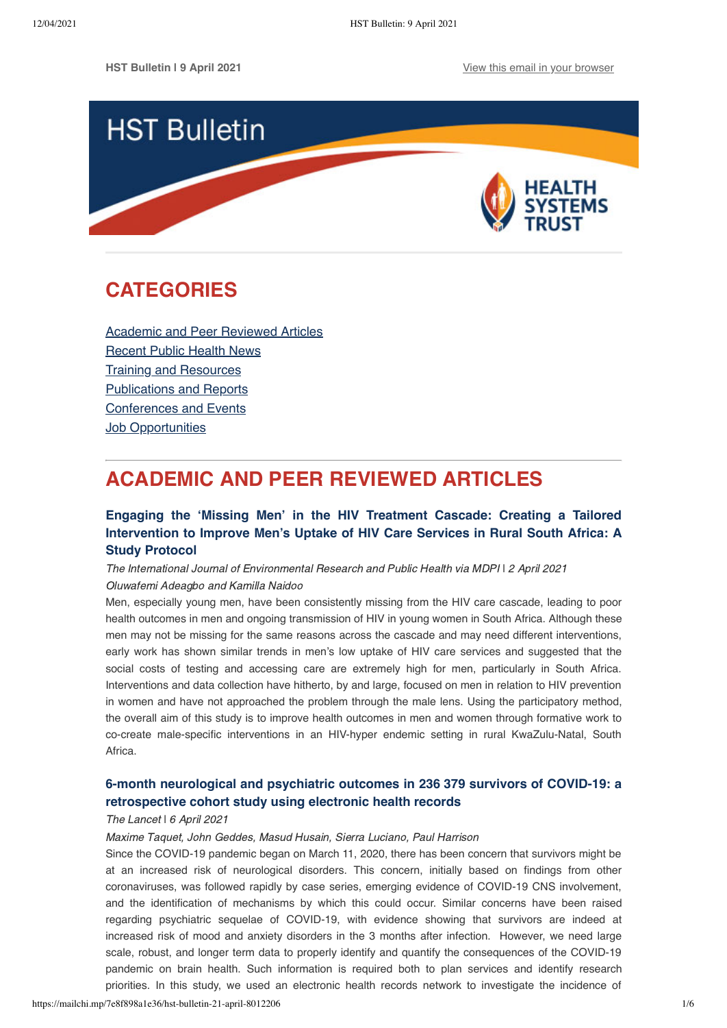HST Bulletin | 9 April 2021 [View this email in your browser]

# HST Bulletin

# CATEGORIES

- Academic and Peer Reviewed Articles
- Recent Public Health News
- Training and Resources
- Publications and Reports
- Conferences and Events
- Job Opportunities

# ACADEMIC AND PEER REVIEWED ARTICLES

### Engaging the 'Missing Men' in the HIV Treatment Cascade: Creating a Tailored Intervention to Improve Men's Uptake of HIV Care Services in Rural South Africa: A Study Protocol

*The International Journal of Environmental Research and Public Health via MDPI* | *2 April 2021*
*Oluwafemi Adeagbo and Kamilla Naidoo*

Men, especially young men, have been consistently missing from the HIV care cascade, leading to poor health outcomes in men and ongoing transmission of HIV in young women in South Africa. Although these men may not be missing for the same reasons across the cascade and may need different interventions, early work has shown similar trends in men's low uptake of HIV care services and suggested that the social costs of testing and accessing care are extremely high for men, particularly in South Africa. Interventions and data collection have hitherto, by and large, focused on men in relation to HIV prevention in women and have not approached the problem through the male lens. Using the participatory method, the overall aim of this study is to improve health outcomes in men and women through formative work to co-create male-specific interventions in an HIV-hyper endemic setting in rural KwaZulu-Natal, South Africa.

### 6-month neurological and psychiatric outcomes in 236 379 survivors of COVID-19: a retrospective cohort study using electronic health records

*The Lancet* | *6 April 2021*
*Maxime Taquet, John Geddes, Masud Husain, Sierra Luciano, Paul Harrison*

Since the COVID-19 pandemic began on March 11, 2020, there has been concern that survivors might be at an increased risk of neurological disorders. This concern, initially based on findings from other coronaviruses, was followed rapidly by case series, emerging evidence of COVID-19 CNS involvement, and the identification of mechanisms by which this could occur. Similar concerns have been raised regarding psychiatric sequelae of COVID-19, with evidence showing that survivors are indeed at increased risk of mood and anxiety disorders in the 3 months after infection. However, we need large scale, robust, and longer term data to properly identify and quantify the consequences of the COVID-19 pandemic on brain health. Such information is required both to plan services and identify research priorities. In this study, we used an electronic health records network to investigate the incidence of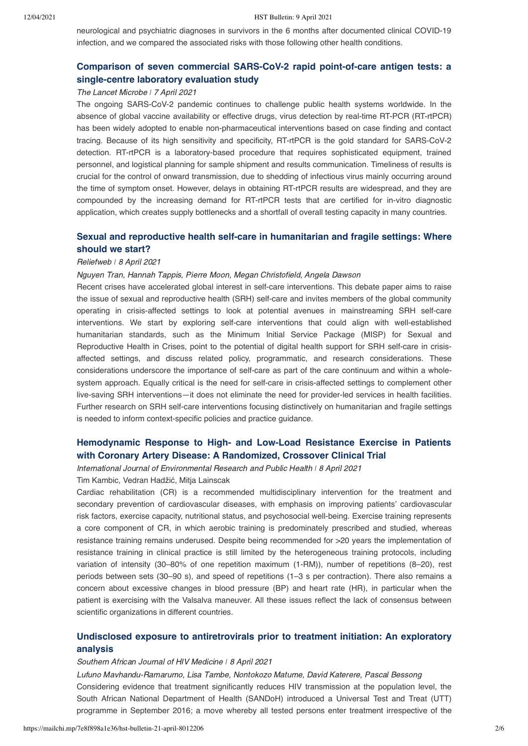neurological and psychiatric diagnoses in survivors in the 6 months after documented clinical COVID-19 infection, and we compared the associated risks with those following other health conditions.

## Comparison of seven commercial SARS-CoV-2 rapid point-of-care antigen tests: a single-centre laboratory evaluation study

*The Lancet Microbe | 7 April 2021*

The ongoing SARS-CoV-2 pandemic continues to challenge public health systems worldwide. In the absence of global vaccine availability or effective drugs, virus detection by real-time RT-PCR (RT-rtPCR) has been widely adopted to enable non-pharmaceutical interventions based on case finding and contact tracing. Because of its high sensitivity and specificity, RT-rtPCR is the gold standard for SARS-CoV-2 detection. RT-rtPCR is a laboratory-based procedure that requires sophisticated equipment, trained personnel, and logistical planning for sample shipment and results communication. Timeliness of results is crucial for the control of onward transmission, due to shedding of infectious virus mainly occurring around the time of symptom onset. However, delays in obtaining RT-rtPCR results are widespread, and they are compounded by the increasing demand for RT-rtPCR tests that are certified for in-vitro diagnostic application, which creates supply bottlenecks and a shortfall of overall testing capacity in many countries.

## Sexual and reproductive health self-care in humanitarian and fragile settings: Where should we start?

*Reliefweb | 8 April 2021*

*Nguyen Tran, Hannah Tappis, Pierre Moon, Megan Christofield, Angela Dawson*

Recent crises have accelerated global interest in self-care interventions. This debate paper aims to raise the issue of sexual and reproductive health (SRH) self-care and invites members of the global community operating in crisis-affected settings to look at potential avenues in mainstreaming SRH self-care interventions. We start by exploring self-care interventions that could align with well-established humanitarian standards, such as the Minimum Initial Service Package (MISP) for Sexual and Reproductive Health in Crises, point to the potential of digital health support for SRH self-care in crisis-affected settings, and discuss related policy, programmatic, and research considerations. These considerations underscore the importance of self-care as part of the care continuum and within a whole-system approach. Equally critical is the need for self-care in crisis-affected settings to complement other live-saving SRH interventions—it does not eliminate the need for provider-led services in health facilities. Further research on SRH self-care interventions focusing distinctively on humanitarian and fragile settings is needed to inform context-specific policies and practice guidance.

## Hemodynamic Response to High- and Low-Load Resistance Exercise in Patients with Coronary Artery Disease: A Randomized, Crossover Clinical Trial

*International Journal of Environmental Research and Public Health | 8 April 2021*

Tim Kambic, Vedran Hadžić, Mitja Lainscak

Cardiac rehabilitation (CR) is a recommended multidisciplinary intervention for the treatment and secondary prevention of cardiovascular diseases, with emphasis on improving patients' cardiovascular risk factors, exercise capacity, nutritional status, and psychosocial well-being. Exercise training represents a core component of CR, in which aerobic training is predominately prescribed and studied, whereas resistance training remains underused. Despite being recommended for >20 years the implementation of resistance training in clinical practice is still limited by the heterogeneous training protocols, including variation of intensity (30–80% of one repetition maximum (1-RM)), number of repetitions (8–20), rest periods between sets (30–90 s), and speed of repetitions (1–3 s per contraction). There also remains a concern about excessive changes in blood pressure (BP) and heart rate (HR), in particular when the patient is exercising with the Valsalva maneuver. All these issues reflect the lack of consensus between scientific organizations in different countries.

## Undisclosed exposure to antiretrovirals prior to treatment initiation: An exploratory analysis

*Southern African Journal of HIV Medicine | 8 April 2021*

*Lufuno Mavhandu-Ramarumo, Lisa Tambe, Nontokozo Matume, David Katerere, Pascal Bessong*

Considering evidence that treatment significantly reduces HIV transmission at the population level, the South African National Department of Health (SANDoH) introduced a Universal Test and Treat (UTT) programme in September 2016; a move whereby all tested persons enter treatment irrespective of the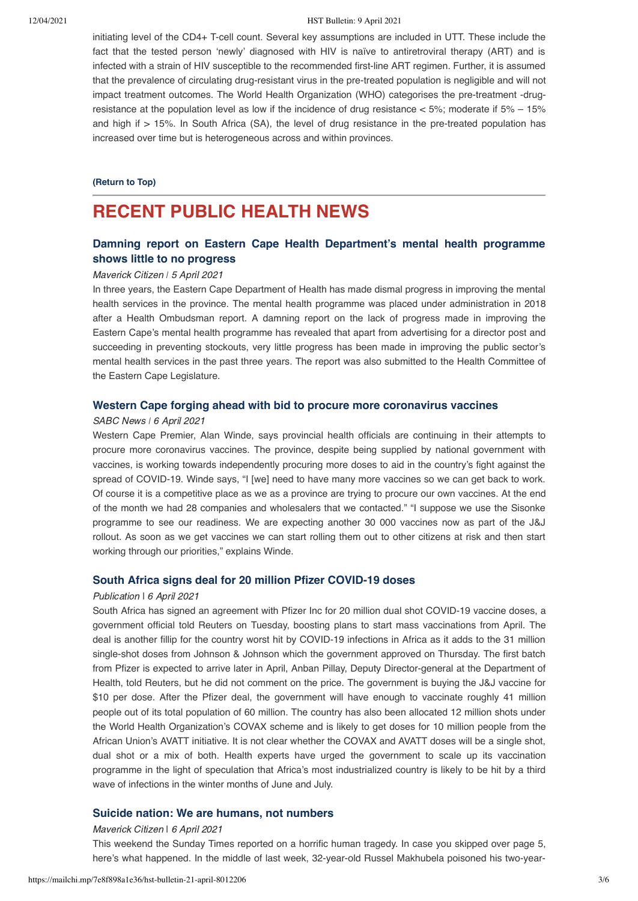initiating level of the CD4+ T-cell count. Several key assumptions are included in UTT. These include the fact that the tested person 'newly' diagnosed with HIV is naïve to antiretroviral therapy (ART) and is infected with a strain of HIV susceptible to the recommended first-line ART regimen. Further, it is assumed that the prevalence of circulating drug-resistant virus in the pre-treated population is negligible and will not impact treatment outcomes. The World Health Organization (WHO) categorises the pre-treatment -drug-resistance at the population level as low if the incidence of drug resistance < 5%; moderate if 5% – 15% and high if > 15%. In South Africa (SA), the level of drug resistance in the pre-treated population has increased over time but is heterogeneous across and within provinces.

**(Return to Top)**

# RECENT PUBLIC HEALTH NEWS

### Damning report on Eastern Cape Health Department's mental health programme shows little to no progress

*Maverick Citizen* | *5 April 2021*

In three years, the Eastern Cape Department of Health has made dismal progress in improving the mental health services in the province. The mental health programme was placed under administration in 2018 after a Health Ombudsman report. A damning report on the lack of progress made in improving the Eastern Cape's mental health programme has revealed that apart from advertising for a director post and succeeding in preventing stockouts, very little progress has been made in improving the public sector's mental health services in the past three years. The report was also submitted to the Health Committee of the Eastern Cape Legislature.

### Western Cape forging ahead with bid to procure more coronavirus vaccines

*SABC News* | *6 April 2021*

Western Cape Premier, Alan Winde, says provincial health officials are continuing in their attempts to procure more coronavirus vaccines. The province, despite being supplied by national government with vaccines, is working towards independently procuring more doses to aid in the country's fight against the spread of COVID-19. Winde says, "I [we] need to have many more vaccines so we can get back to work. Of course it is a competitive place as we as a province are trying to procure our own vaccines. At the end of the month we had 28 companies and wholesalers that we contacted." "I suppose we use the Sisonke programme to see our readiness. We are expecting another 30 000 vaccines now as part of the J&J rollout. As soon as we get vaccines we can start rolling them out to other citizens at risk and then start working through our priorities," explains Winde.

### South Africa signs deal for 20 million Pfizer COVID-19 doses

*Publication* | *6 April 2021*

South Africa has signed an agreement with Pfizer Inc for 20 million dual shot COVID-19 vaccine doses, a government official told Reuters on Tuesday, boosting plans to start mass vaccinations from April. The deal is another fillip for the country worst hit by COVID-19 infections in Africa as it adds to the 31 million single-shot doses from Johnson & Johnson which the government approved on Thursday. The first batch from Pfizer is expected to arrive later in April, Anban Pillay, Deputy Director-general at the Department of Health, told Reuters, but he did not comment on the price. The government is buying the J&J vaccine for $10 per dose. After the Pfizer deal, the government will have enough to vaccinate roughly 41 million people out of its total population of 60 million. The country has also been allocated 12 million shots under the World Health Organization's COVAX scheme and is likely to get doses for 10 million people from the African Union's AVATT initiative. It is not clear whether the COVAX and AVATT doses will be a single shot, dual shot or a mix of both. Health experts have urged the government to scale up its vaccination programme in the light of speculation that Africa's most industrialized country is likely to be hit by a third wave of infections in the winter months of June and July.

### Suicide nation: We are humans, not numbers

*Maverick Citizen* | *6 April 2021*

This weekend the Sunday Times reported on a horrific human tragedy. In case you skipped over page 5, here's what happened. In the middle of last week, 32-year-old Russel Makhubela poisoned his two-year-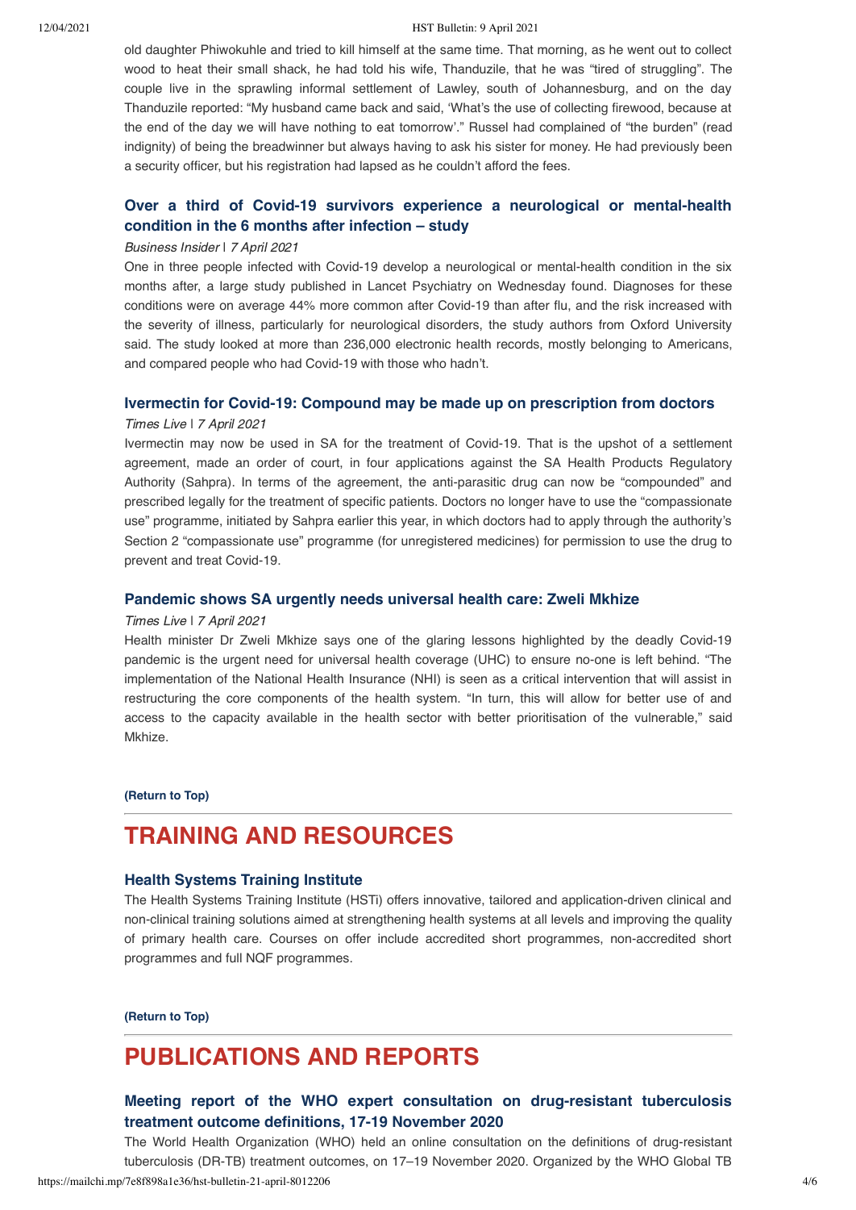old daughter Phiwokuhle and tried to kill himself at the same time. That morning, as he went out to collect wood to heat their small shack, he had told his wife, Thanduzile, that he was "tired of struggling". The couple live in the sprawling informal settlement of Lawley, south of Johannesburg, and on the day Thanduzile reported: "My husband came back and said, 'What's the use of collecting firewood, because at the end of the day we will have nothing to eat tomorrow'." Russel had complained of "the burden" (read indignity) of being the breadwinner but always having to ask his sister for money. He had previously been a security officer, but his registration had lapsed as he couldn't afford the fees.

### Over a third of Covid-19 survivors experience a neurological or mental-health condition in the 6 months after infection – study

*Business Insider | 7 April 2021*

One in three people infected with Covid-19 develop a neurological or mental-health condition in the six months after, a large study published in Lancet Psychiatry on Wednesday found. Diagnoses for these conditions were on average 44% more common after Covid-19 than after flu, and the risk increased with the severity of illness, particularly for neurological disorders, the study authors from Oxford University said. The study looked at more than 236,000 electronic health records, mostly belonging to Americans, and compared people who had Covid-19 with those who hadn't.

### Ivermectin for Covid-19: Compound may be made up on prescription from doctors

*Times Live | 7 April 2021*

Ivermectin may now be used in SA for the treatment of Covid-19. That is the upshot of a settlement agreement, made an order of court, in four applications against the SA Health Products Regulatory Authority (Sahpra). In terms of the agreement, the anti-parasitic drug can now be "compounded" and prescribed legally for the treatment of specific patients. Doctors no longer have to use the "compassionate use" programme, initiated by Sahpra earlier this year, in which doctors had to apply through the authority's Section 2 "compassionate use" programme (for unregistered medicines) for permission to use the drug to prevent and treat Covid-19.

### Pandemic shows SA urgently needs universal health care: Zweli Mkhize

*Times Live | 7 April 2021*

Health minister Dr Zweli Mkhize says one of the glaring lessons highlighted by the deadly Covid-19 pandemic is the urgent need for universal health coverage (UHC) to ensure no-one is left behind. "The implementation of the National Health Insurance (NHI) is seen as a critical intervention that will assist in restructuring the core components of the health system. "In turn, this will allow for better use of and access to the capacity available in the health sector with better prioritisation of the vulnerable," said Mkhize.

**(Return to Top)**

## TRAINING AND RESOURCES

### Health Systems Training Institute

The Health Systems Training Institute (HSTi) offers innovative, tailored and application-driven clinical and non-clinical training solutions aimed at strengthening health systems at all levels and improving the quality of primary health care. Courses on offer include accredited short programmes, non-accredited short programmes and full NQF programmes.

**(Return to Top)**

## PUBLICATIONS AND REPORTS

### Meeting report of the WHO expert consultation on drug-resistant tuberculosis treatment outcome definitions, 17-19 November 2020

The World Health Organization (WHO) held an online consultation on the definitions of drug-resistant tuberculosis (DR-TB) treatment outcomes, on 17–19 November 2020. Organized by the WHO Global TB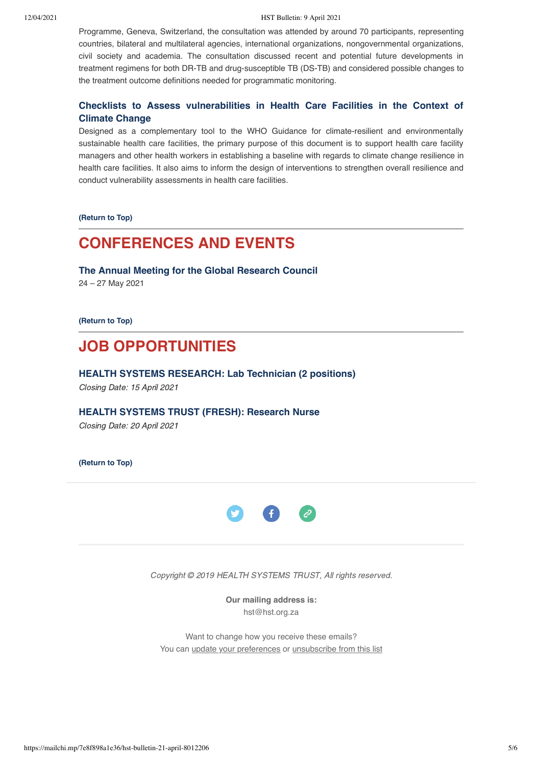Programme, Geneva, Switzerland, the consultation was attended by around 70 participants, representing countries, bilateral and multilateral agencies, international organizations, nongovernmental organizations, civil society and academia. The consultation discussed recent and potential future developments in treatment regimens for both DR-TB and drug-susceptible TB (DS-TB) and considered possible changes to the treatment outcome definitions needed for programmatic monitoring.

### Checklists to Assess vulnerabilities in Health Care Facilities in the Context of Climate Change

Designed as a complementary tool to the WHO Guidance for climate-resilient and environmentally sustainable health care facilities, the primary purpose of this document is to support health care facility managers and other health workers in establishing a baseline with regards to climate change resilience in health care facilities. It also aims to inform the design of interventions to strengthen overall resilience and conduct vulnerability assessments in health care facilities.

**(Return to Top)**

## CONFERENCES AND EVENTS

### The Annual Meeting for the Global Research Council

24 – 27 May 2021

**(Return to Top)**

## JOB OPPORTUNITIES

### HEALTH SYSTEMS RESEARCH: Lab Technician (2 positions)

*Closing Date: 15 April 2021*

### HEALTH SYSTEMS TRUST (FRESH): Research Nurse

*Closing Date: 20 April 2021*

**(Return to Top)**

*Copyright © 2019 HEALTH SYSTEMS TRUST, All rights reserved.*

**Our mailing address is:**
hst@hst.org.za

Want to change how you receive these emails?
You can update your preferences or unsubscribe from this list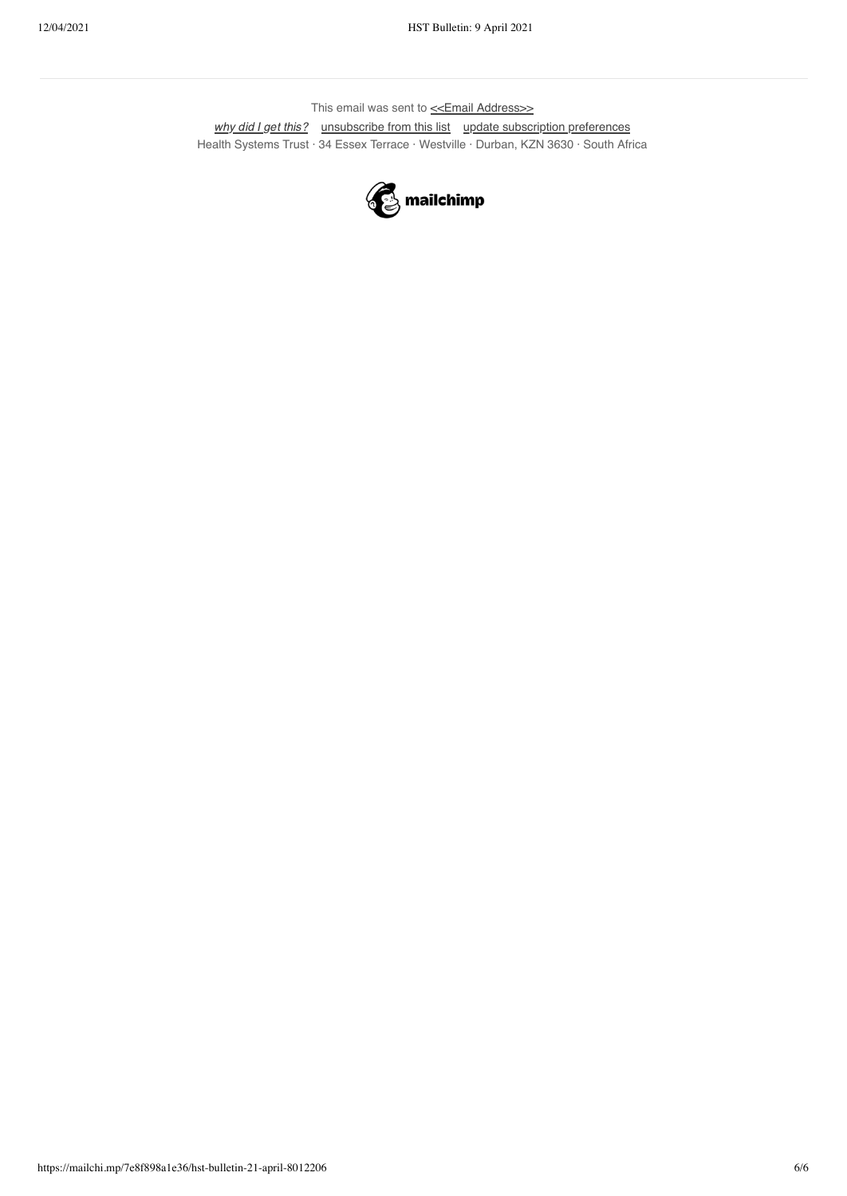This email was sent to <<Email Address>>

*why did I get this?*    unsubscribe from this list    update subscription preferences

Health Systems Trust · 34 Essex Terrace · Westville · Durban, KZN 3630 · South Africa

mailchimp